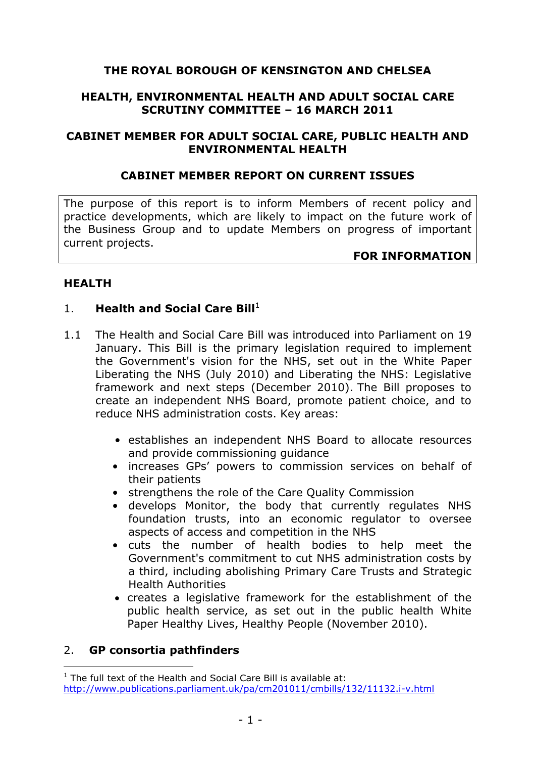**THE ROYAL BOROUGH OF KENSINGTON AND CHELSEA**

**HEALTH, ENVIRONMENTAL HEALTH AND ADULT SOCIAL CARE SCRUTINY COMMITTEE – 16 MARCH 2011**

**CABINET MEMBER FOR ADULT SOCIAL CARE, PUBLIC HEALTH AND ENVIRONMENTAL HEALTH**

**CABINET MEMBER REPORT ON CURRENT ISSUES**

The purpose of this report is to inform Members of recent policy and practice developments, which are likely to impact on the future work of the Business Group and to update Members on progress of important current projects.

**FOR INFORMATION**

## HEALTH

### 1. Health and Social Care Bill[1]

1.1 The Health and Social Care Bill was introduced into Parliament on 19 January. This Bill is the primary legislation required to implement the Government's vision for the NHS, set out in the White Paper Liberating the NHS (July 2010) and Liberating the NHS: Legislative framework and next steps (December 2010). The Bill proposes to create an independent NHS Board, promote patient choice, and to reduce NHS administration costs. Key areas:

- establishes an independent NHS Board to allocate resources and provide commissioning guidance
- increases GPs' powers to commission services on behalf of their patients
- strengthens the role of the Care Quality Commission
- develops Monitor, the body that currently regulates NHS foundation trusts, into an economic regulator to oversee aspects of access and competition in the NHS
- cuts the number of health bodies to help meet the Government's commitment to cut NHS administration costs by a third, including abolishing Primary Care Trusts and Strategic Health Authorities
- creates a legislative framework for the establishment of the public health service, as set out in the public health White Paper Healthy Lives, Healthy People (November 2010).

### 2. GP consortia pathfinders

[1] The full text of the Health and Social Care Bill is available at: http://www.publications.parliament.uk/pa/cm201011/cmbills/132/11132.i-v.html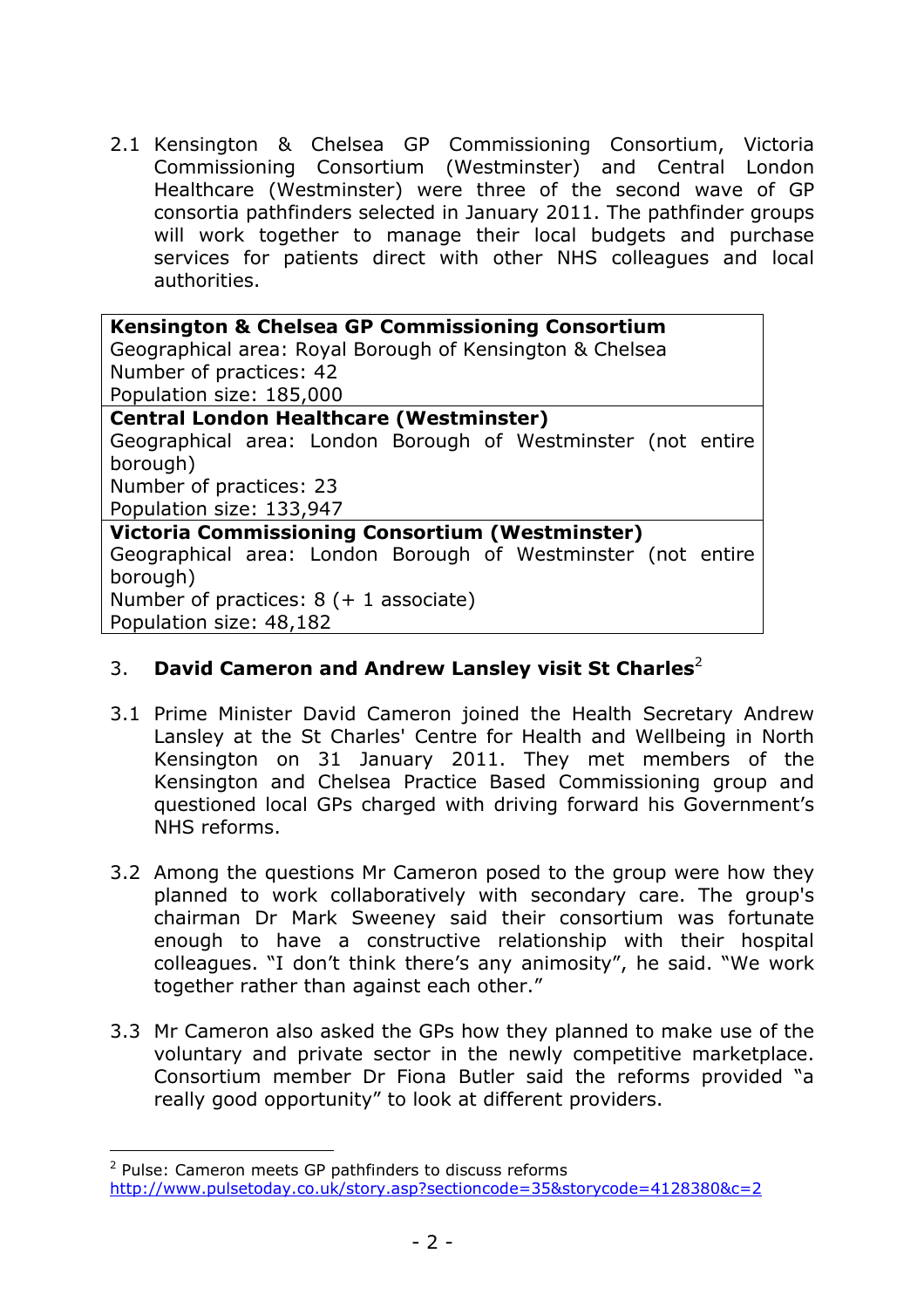2.1 Kensington & Chelsea GP Commissioning Consortium, Victoria Commissioning Consortium (Westminster) and Central London Healthcare (Westminster) were three of the second wave of GP consortia pathfinders selected in January 2011. The pathfinder groups will work together to manage their local budgets and purchase services for patients direct with other NHS colleagues and local authorities.

| **Kensington & Chelsea GP Commissioning Consortium** |
|---|
| Geographical area: Royal Borough of Kensington & Chelsea<br>Number of practices: 42<br>Population size: 185,000 |
| **Central London Healthcare (Westminster)** |
| Geographical area: London Borough of Westminster (not entire borough)<br>Number of practices: 23<br>Population size: 133,947 |
| **Victoria Commissioning Consortium (Westminster)** |
| Geographical area: London Borough of Westminster (not entire borough)<br>Number of practices: 8 (+ 1 associate)<br>Population size: 48,182 |

## 3. David Cameron and Andrew Lansley visit St Charles[2]

3.1 Prime Minister David Cameron joined the Health Secretary Andrew Lansley at the St Charles' Centre for Health and Wellbeing in North Kensington on 31 January 2011. They met members of the Kensington and Chelsea Practice Based Commissioning group and questioned local GPs charged with driving forward his Government's NHS reforms.

3.2 Among the questions Mr Cameron posed to the group were how they planned to work collaboratively with secondary care. The group's chairman Dr Mark Sweeney said their consortium was fortunate enough to have a constructive relationship with their hospital colleagues. "I don't think there's any animosity", he said. "We work together rather than against each other."

3.3 Mr Cameron also asked the GPs how they planned to make use of the voluntary and private sector in the newly competitive marketplace. Consortium member Dr Fiona Butler said the reforms provided "a really good opportunity" to look at different providers.

[2] Pulse: Cameron meets GP pathfinders to discuss reforms
http://www.pulsetoday.co.uk/story.asp?sectioncode=35&storycode=4128380&c=2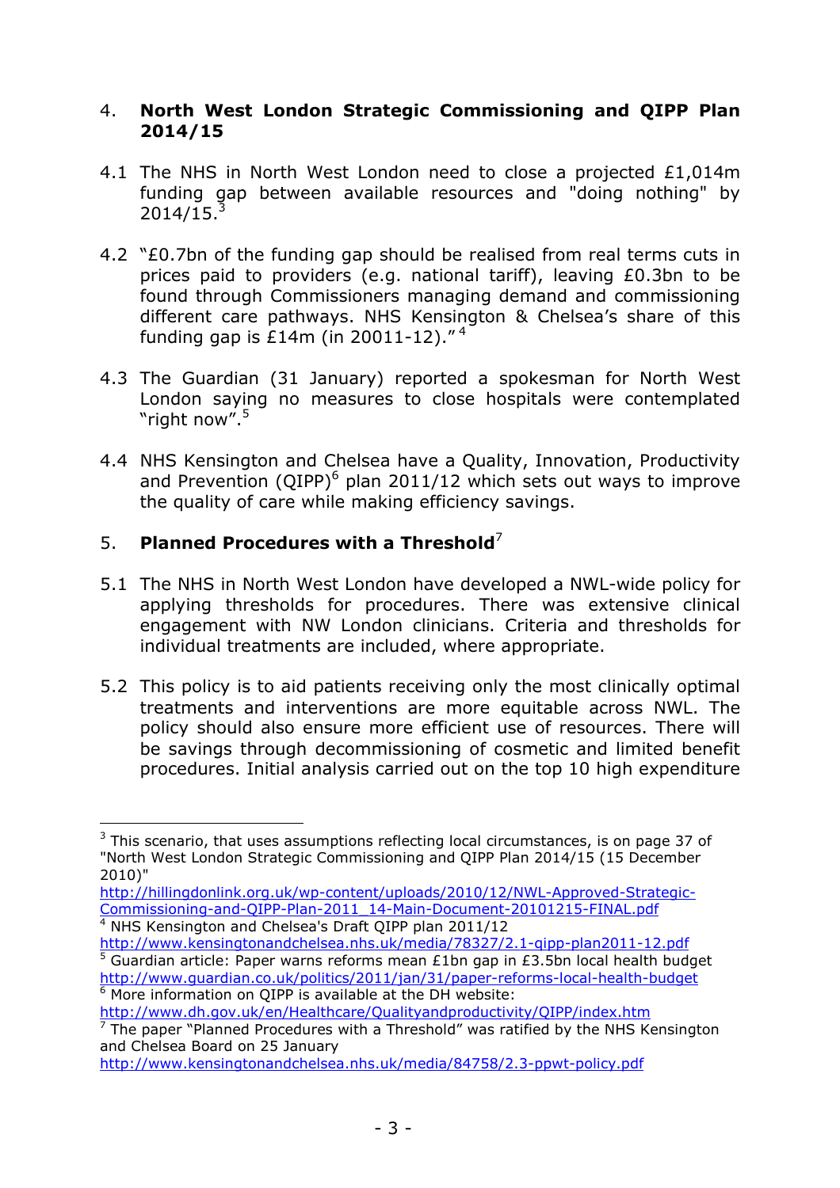## 4. North West London Strategic Commissioning and QIPP Plan 2014/15

4.1 The NHS in North West London need to close a projected £1,014m funding gap between available resources and "doing nothing" by 2014/15.[3]

4.2 "£0.7bn of the funding gap should be realised from real terms cuts in prices paid to providers (e.g. national tariff), leaving £0.3bn to be found through Commissioners managing demand and commissioning different care pathways. NHS Kensington & Chelsea's share of this funding gap is £14m (in 20011-12)."[4]

4.3 The Guardian (31 January) reported a spokesman for North West London saying no measures to close hospitals were contemplated "right now".[5]

4.4 NHS Kensington and Chelsea have a Quality, Innovation, Productivity and Prevention (QIPP)[6] plan 2011/12 which sets out ways to improve the quality of care while making efficiency savings.

## 5. Planned Procedures with a Threshold[7]

5.1 The NHS in North West London have developed a NWL-wide policy for applying thresholds for procedures. There was extensive clinical engagement with NW London clinicians. Criteria and thresholds for individual treatments are included, where appropriate.

5.2 This policy is to aid patients receiving only the most clinically optimal treatments and interventions are more equitable across NWL. The policy should also ensure more efficient use of resources. There will be savings through decommissioning of cosmetic and limited benefit procedures. Initial analysis carried out on the top 10 high expenditure

---

[3] This scenario, that uses assumptions reflecting local circumstances, is on page 37 of "North West London Strategic Commissioning and QIPP Plan 2014/15 (15 December 2010)" http://hillingdonlink.org.uk/wp-content/uploads/2010/12/NWL-Approved-Strategic-Commissioning-and-QIPP-Plan-2011_14-Main-Document-20101215-FINAL.pdf

[4] NHS Kensington and Chelsea's Draft QIPP plan 2011/12 http://www.kensingtonandchelsea.nhs.uk/media/78327/2.1-qipp-plan2011-12.pdf

[5] Guardian article: Paper warns reforms mean £1bn gap in £3.5bn local health budget http://www.guardian.co.uk/politics/2011/jan/31/paper-reforms-local-health-budget

[6] More information on QIPP is available at the DH website: http://www.dh.gov.uk/en/Healthcare/Qualityandproductivity/QIPP/index.htm

[7] The paper "Planned Procedures with a Threshold" was ratified by the NHS Kensington and Chelsea Board on 25 January http://www.kensingtonandchelsea.nhs.uk/media/84758/2.3-ppwt-policy.pdf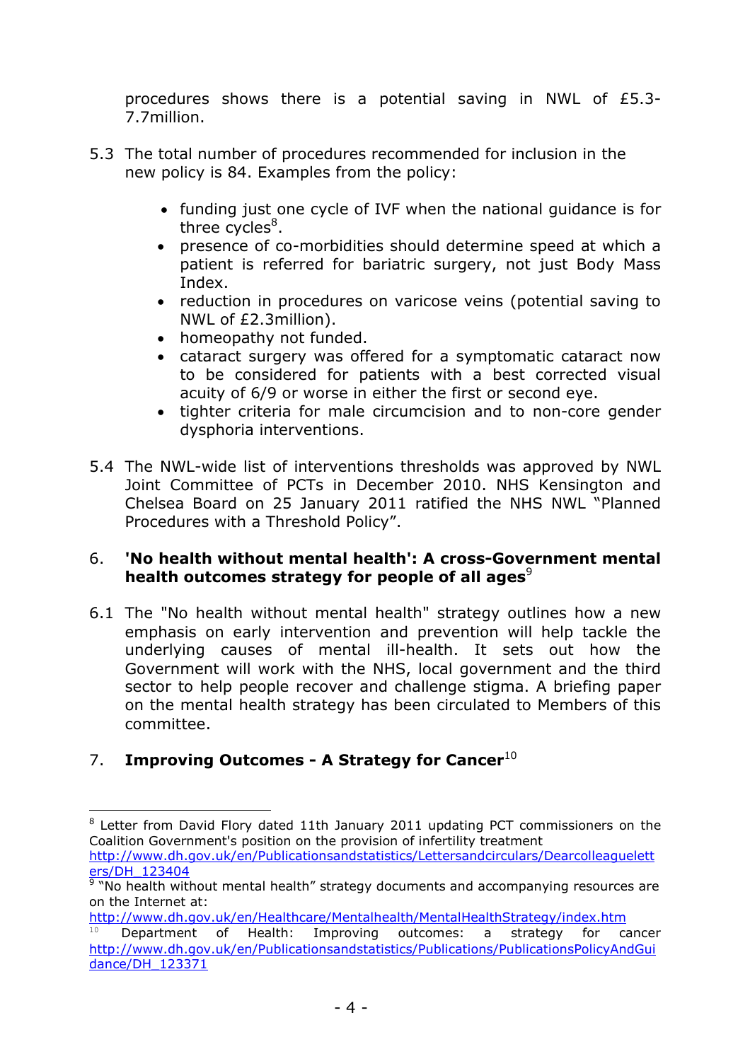procedures shows there is a potential saving in NWL of £5.3-7.7million.

5.3 The total number of procedures recommended for inclusion in the new policy is 84. Examples from the policy:

- funding just one cycle of IVF when the national guidance is for three cycles[8].
- presence of co-morbidities should determine speed at which a patient is referred for bariatric surgery, not just Body Mass Index.
- reduction in procedures on varicose veins (potential saving to NWL of £2.3million).
- homeopathy not funded.
- cataract surgery was offered for a symptomatic cataract now to be considered for patients with a best corrected visual acuity of 6/9 or worse in either the first or second eye.
- tighter criteria for male circumcision and to non-core gender dysphoria interventions.

5.4 The NWL-wide list of interventions thresholds was approved by NWL Joint Committee of PCTs in December 2010. NHS Kensington and Chelsea Board on 25 January 2011 ratified the NHS NWL "Planned Procedures with a Threshold Policy".

## 6. 'No health without mental health': A cross-Government mental health outcomes strategy for people of all ages[9]

6.1 The "No health without mental health" strategy outlines how a new emphasis on early intervention and prevention will help tackle the underlying causes of mental ill-health. It sets out how the Government will work with the NHS, local government and the third sector to help people recover and challenge stigma. A briefing paper on the mental health strategy has been circulated to Members of this committee.

## 7. Improving Outcomes - A Strategy for Cancer[10]

---

[8] Letter from David Flory dated 11th January 2011 updating PCT commissioners on the Coalition Government's position on the provision of infertility treatment http://www.dh.gov.uk/en/Publicationsandstatistics/Lettersandcirculars/Dearcolleagueletters/DH_123404

[9] "No health without mental health" strategy documents and accompanying resources are on the Internet at: http://www.dh.gov.uk/en/Healthcare/Mentalhealth/MentalHealthStrategy/index.htm

[10] Department of Health: Improving outcomes: a strategy for cancer http://www.dh.gov.uk/en/Publicationsandstatistics/Publications/PublicationsPolicyAndGuidance/DH_123371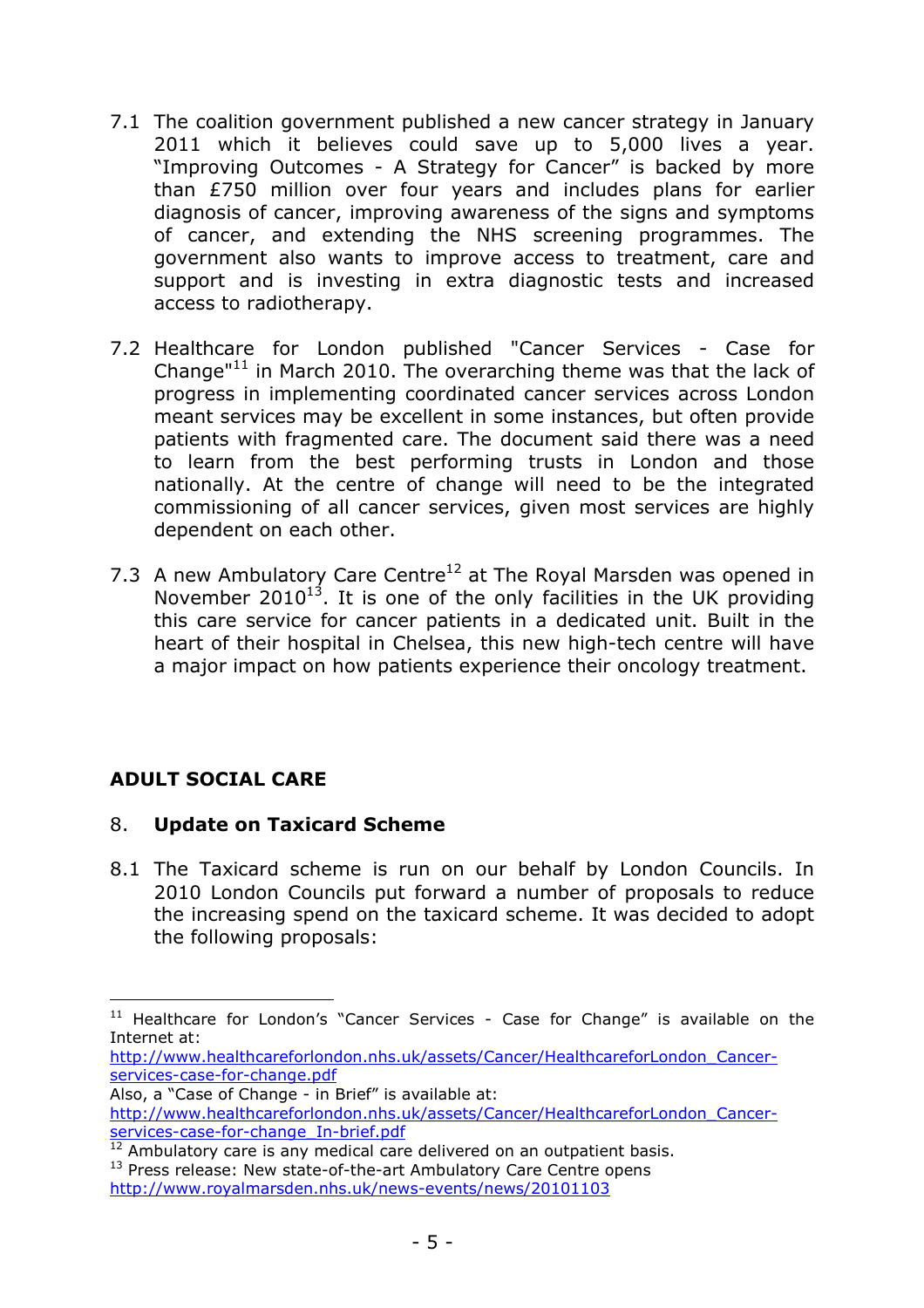7.1 The coalition government published a new cancer strategy in January 2011 which it believes could save up to 5,000 lives a year. "Improving Outcomes - A Strategy for Cancer" is backed by more than £750 million over four years and includes plans for earlier diagnosis of cancer, improving awareness of the signs and symptoms of cancer, and extending the NHS screening programmes. The government also wants to improve access to treatment, care and support and is investing in extra diagnostic tests and increased access to radiotherapy.

7.2 Healthcare for London published "Cancer Services - Case for Change"[11] in March 2010. The overarching theme was that the lack of progress in implementing coordinated cancer services across London meant services may be excellent in some instances, but often provide patients with fragmented care. The document said there was a need to learn from the best performing trusts in London and those nationally. At the centre of change will need to be the integrated commissioning of all cancer services, given most services are highly dependent on each other.

7.3 A new Ambulatory Care Centre[12] at The Royal Marsden was opened in November 2010[13]. It is one of the only facilities in the UK providing this care service for cancer patients in a dedicated unit. Built in the heart of their hospital in Chelsea, this new high-tech centre will have a major impact on how patients experience their oncology treatment.

## ADULT SOCIAL CARE

### 8. Update on Taxicard Scheme

8.1 The Taxicard scheme is run on our behalf by London Councils. In 2010 London Councils put forward a number of proposals to reduce the increasing spend on the taxicard scheme. It was decided to adopt the following proposals:

---

[11] Healthcare for London's "Cancer Services - Case for Change" is available on the Internet at: http://www.healthcareforlondon.nhs.uk/assets/Cancer/HealthcareforLondon_Cancer-services-case-for-change.pdf
Also, a "Case of Change - in Brief" is available at: http://www.healthcareforlondon.nhs.uk/assets/Cancer/HealthcareforLondon_Cancer-services-case-for-change_In-brief.pdf

[12] Ambulatory care is any medical care delivered on an outpatient basis.

[13] Press release: New state-of-the-art Ambulatory Care Centre opens http://www.royalmarsden.nhs.uk/news-events/news/20101103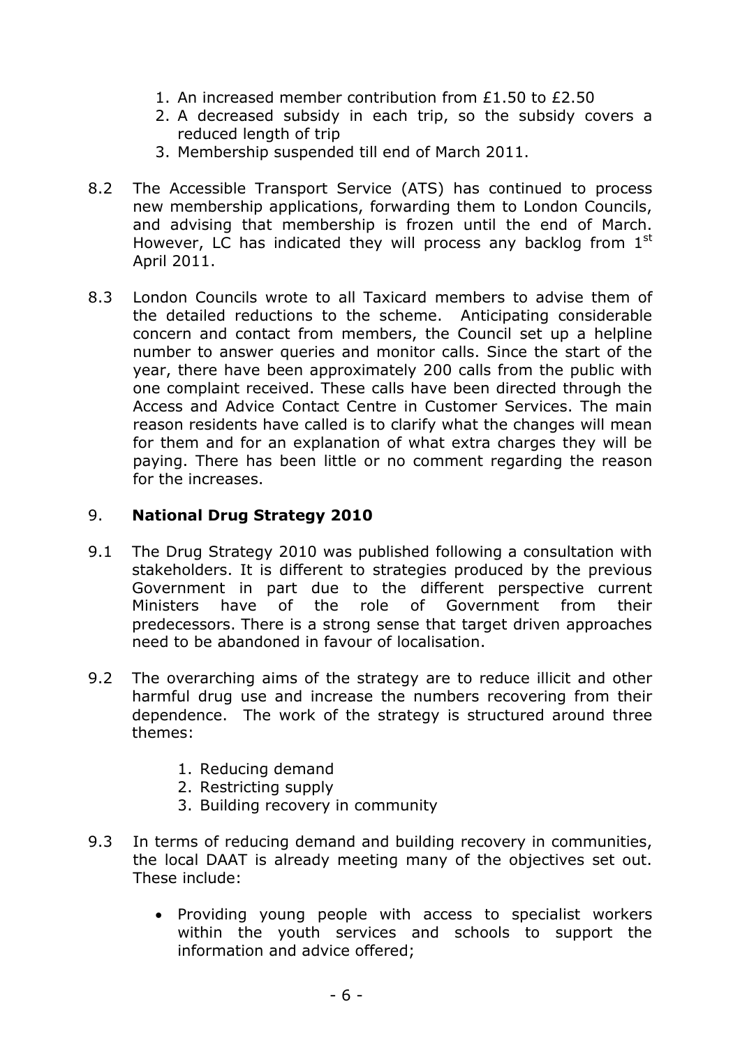1. An increased member contribution from £1.50 to £2.50
2. A decreased subsidy in each trip, so the subsidy covers a reduced length of trip
3. Membership suspended till end of March 2011.

8.2 The Accessible Transport Service (ATS) has continued to process new membership applications, forwarding them to London Councils, and advising that membership is frozen until the end of March. However, LC has indicated they will process any backlog from 1st April 2011.

8.3 London Councils wrote to all Taxicard members to advise them of the detailed reductions to the scheme. Anticipating considerable concern and contact from members, the Council set up a helpline number to answer queries and monitor calls. Since the start of the year, there have been approximately 200 calls from the public with one complaint received. These calls have been directed through the Access and Advice Contact Centre in Customer Services. The main reason residents have called is to clarify what the changes will mean for them and for an explanation of what extra charges they will be paying. There has been little or no comment regarding the reason for the increases.

## 9. **National Drug Strategy 2010**

9.1 The Drug Strategy 2010 was published following a consultation with stakeholders. It is different to strategies produced by the previous Government in part due to the different perspective current Ministers have of the role of Government from their predecessors. There is a strong sense that target driven approaches need to be abandoned in favour of localisation.

9.2 The overarching aims of the strategy are to reduce illicit and other harmful drug use and increase the numbers recovering from their dependence. The work of the strategy is structured around three themes:

1. Reducing demand
2. Restricting supply
3. Building recovery in community

9.3 In terms of reducing demand and building recovery in communities, the local DAAT is already meeting many of the objectives set out. These include:

- Providing young people with access to specialist workers within the youth services and schools to support the information and advice offered;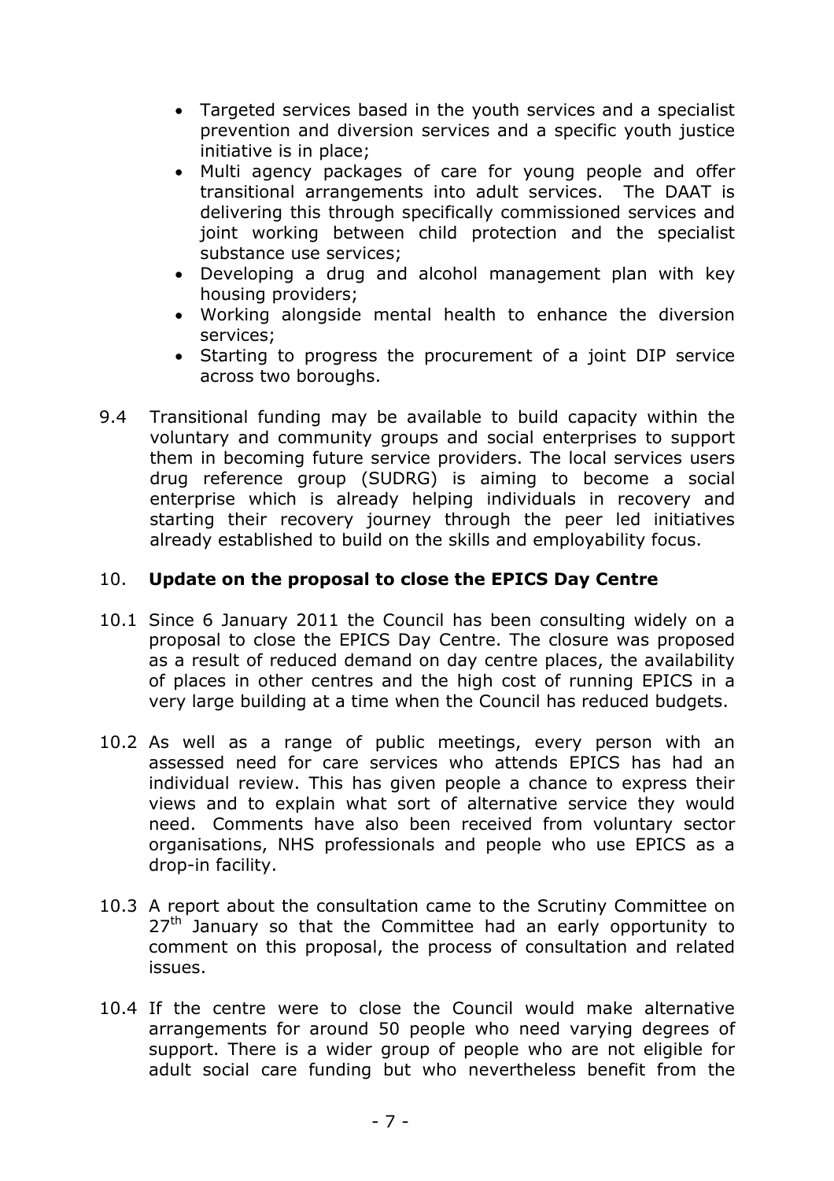- Targeted services based in the youth services and a specialist prevention and diversion services and a specific youth justice initiative is in place;
- Multi agency packages of care for young people and offer transitional arrangements into adult services. The DAAT is delivering this through specifically commissioned services and joint working between child protection and the specialist substance use services;
- Developing a drug and alcohol management plan with key housing providers;
- Working alongside mental health to enhance the diversion services;
- Starting to progress the procurement of a joint DIP service across two boroughs.

9.4 Transitional funding may be available to build capacity within the voluntary and community groups and social enterprises to support them in becoming future service providers. The local services users drug reference group (SUDRG) is aiming to become a social enterprise which is already helping individuals in recovery and starting their recovery journey through the peer led initiatives already established to build on the skills and employability focus.

## 10. Update on the proposal to close the EPICS Day Centre

10.1 Since 6 January 2011 the Council has been consulting widely on a proposal to close the EPICS Day Centre. The closure was proposed as a result of reduced demand on day centre places, the availability of places in other centres and the high cost of running EPICS in a very large building at a time when the Council has reduced budgets.

10.2 As well as a range of public meetings, every person with an assessed need for care services who attends EPICS has had an individual review. This has given people a chance to express their views and to explain what sort of alternative service they would need. Comments have also been received from voluntary sector organisations, NHS professionals and people who use EPICS as a drop-in facility.

10.3 A report about the consultation came to the Scrutiny Committee on 27th January so that the Committee had an early opportunity to comment on this proposal, the process of consultation and related issues.

10.4 If the centre were to close the Council would make alternative arrangements for around 50 people who need varying degrees of support. There is a wider group of people who are not eligible for adult social care funding but who nevertheless benefit from the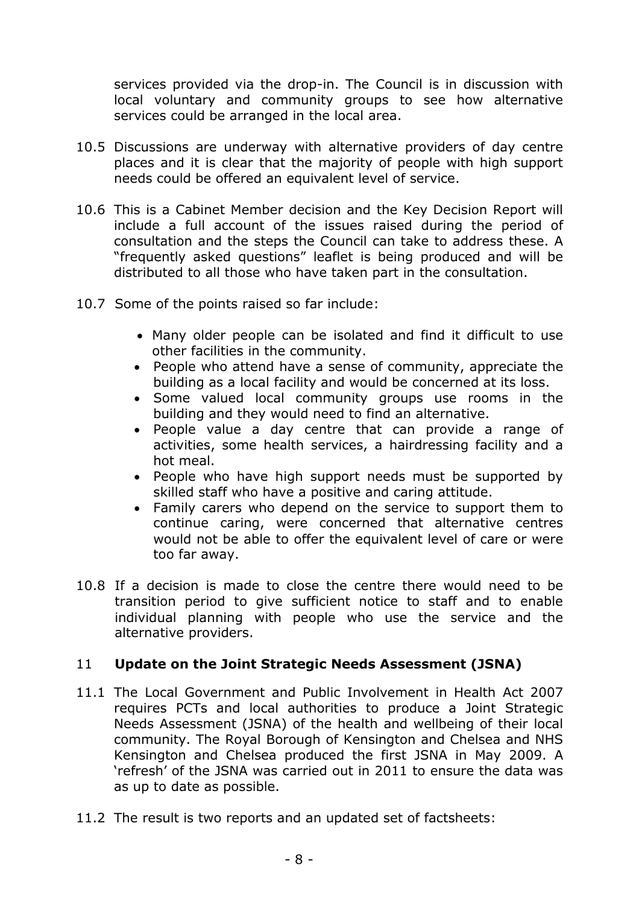services provided via the drop-in. The Council is in discussion with local voluntary and community groups to see how alternative services could be arranged in the local area.

10.5 Discussions are underway with alternative providers of day centre places and it is clear that the majority of people with high support needs could be offered an equivalent level of service.

10.6 This is a Cabinet Member decision and the Key Decision Report will include a full account of the issues raised during the period of consultation and the steps the Council can take to address these. A "frequently asked questions" leaflet is being produced and will be distributed to all those who have taken part in the consultation.

10.7 Some of the points raised so far include:

- Many older people can be isolated and find it difficult to use other facilities in the community.
- People who attend have a sense of community, appreciate the building as a local facility and would be concerned at its loss.
- Some valued local community groups use rooms in the building and they would need to find an alternative.
- People value a day centre that can provide a range of activities, some health services, a hairdressing facility and a hot meal.
- People who have high support needs must be supported by skilled staff who have a positive and caring attitude.
- Family carers who depend on the service to support them to continue caring, were concerned that alternative centres would not be able to offer the equivalent level of care or were too far away.

10.8 If a decision is made to close the centre there would need to be transition period to give sufficient notice to staff and to enable individual planning with people who use the service and the alternative providers.

## 11 **Update on the Joint Strategic Needs Assessment (JSNA)**

11.1 The Local Government and Public Involvement in Health Act 2007 requires PCTs and local authorities to produce a Joint Strategic Needs Assessment (JSNA) of the health and wellbeing of their local community. The Royal Borough of Kensington and Chelsea and NHS Kensington and Chelsea produced the first JSNA in May 2009. A 'refresh' of the JSNA was carried out in 2011 to ensure the data was as up to date as possible.

11.2 The result is two reports and an updated set of factsheets: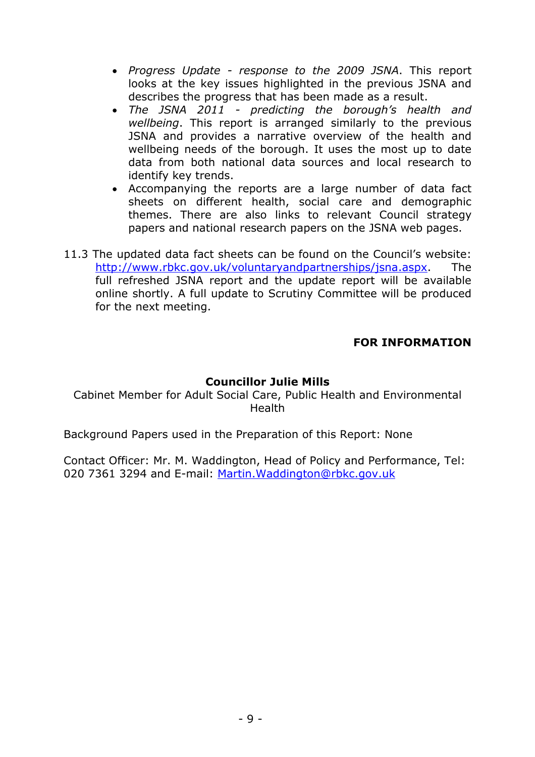- *Progress Update - response to the 2009 JSNA*. This report looks at the key issues highlighted in the previous JSNA and describes the progress that has been made as a result.
- *The JSNA 2011 - predicting the borough's health and wellbeing*. This report is arranged similarly to the previous JSNA and provides a narrative overview of the health and wellbeing needs of the borough. It uses the most up to date data from both national data sources and local research to identify key trends.
- Accompanying the reports are a large number of data fact sheets on different health, social care and demographic themes. There are also links to relevant Council strategy papers and national research papers on the JSNA web pages.

11.3 The updated data fact sheets can be found on the Council's website: http://www.rbkc.gov.uk/voluntaryandpartnerships/jsna.aspx. The full refreshed JSNA report and the update report will be available online shortly. A full update to Scrutiny Committee will be produced for the next meeting.

**FOR INFORMATION**

**Councillor Julie Mills**
Cabinet Member for Adult Social Care, Public Health and Environmental Health

Background Papers used in the Preparation of this Report: None

Contact Officer: Mr. M. Waddington, Head of Policy and Performance, Tel: 020 7361 3294 and E-mail: Martin.Waddington@rbkc.gov.uk